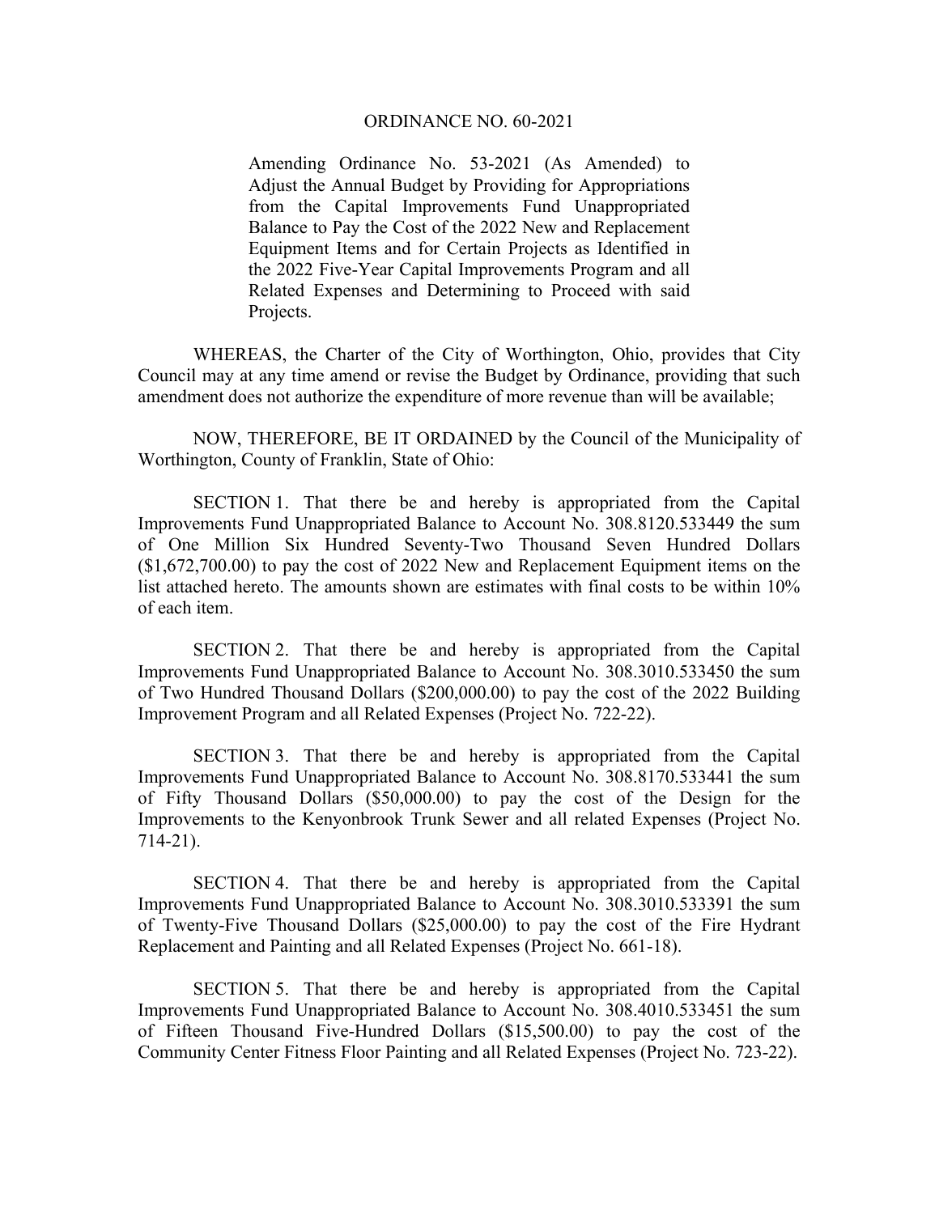# ORDINANCE NO. 60-2021

Amending Ordinance No. 53-2021 (As Amended) to Adjust the Annual Budget by Providing for Appropriations from the Capital Improvements Fund Unappropriated Balance to Pay the Cost of the 2022 New and Replacement Equipment Items and for Certain Projects as Identified in the 2022 Five-Year Capital Improvements Program and all Related Expenses and Determining to Proceed with said Projects.

WHEREAS, the Charter of the City of Worthington, Ohio, provides that City Council may at any time amend or revise the Budget by Ordinance, providing that such amendment does not authorize the expenditure of more revenue than will be available;

NOW, THEREFORE, BE IT ORDAINED by the Council of the Municipality of Worthington, County of Franklin, State of Ohio:

SECTION 1. That there be and hereby is appropriated from the Capital Improvements Fund Unappropriated Balance to Account No. 308.8120.533449 the sum of One Million Six Hundred Seventy-Two Thousand Seven Hundred Dollars ($1,672,700.00) to pay the cost of 2022 New and Replacement Equipment items on the list attached hereto. The amounts shown are estimates with final costs to be within 10% of each item.

SECTION 2. That there be and hereby is appropriated from the Capital Improvements Fund Unappropriated Balance to Account No. 308.3010.533450 the sum of Two Hundred Thousand Dollars ($200,000.00) to pay the cost of the 2022 Building Improvement Program and all Related Expenses (Project No. 722-22).

SECTION 3. That there be and hereby is appropriated from the Capital Improvements Fund Unappropriated Balance to Account No. 308.8170.533441 the sum of Fifty Thousand Dollars ($50,000.00) to pay the cost of the Design for the Improvements to the Kenyonbrook Trunk Sewer and all related Expenses (Project No. 714-21).

SECTION 4. That there be and hereby is appropriated from the Capital Improvements Fund Unappropriated Balance to Account No. 308.3010.533391 the sum of Twenty-Five Thousand Dollars ($25,000.00) to pay the cost of the Fire Hydrant Replacement and Painting and all Related Expenses (Project No. 661-18).

SECTION 5. That there be and hereby is appropriated from the Capital Improvements Fund Unappropriated Balance to Account No. 308.4010.533451 the sum of Fifteen Thousand Five-Hundred Dollars ($15,500.00) to pay the cost of the Community Center Fitness Floor Painting and all Related Expenses (Project No. 723-22).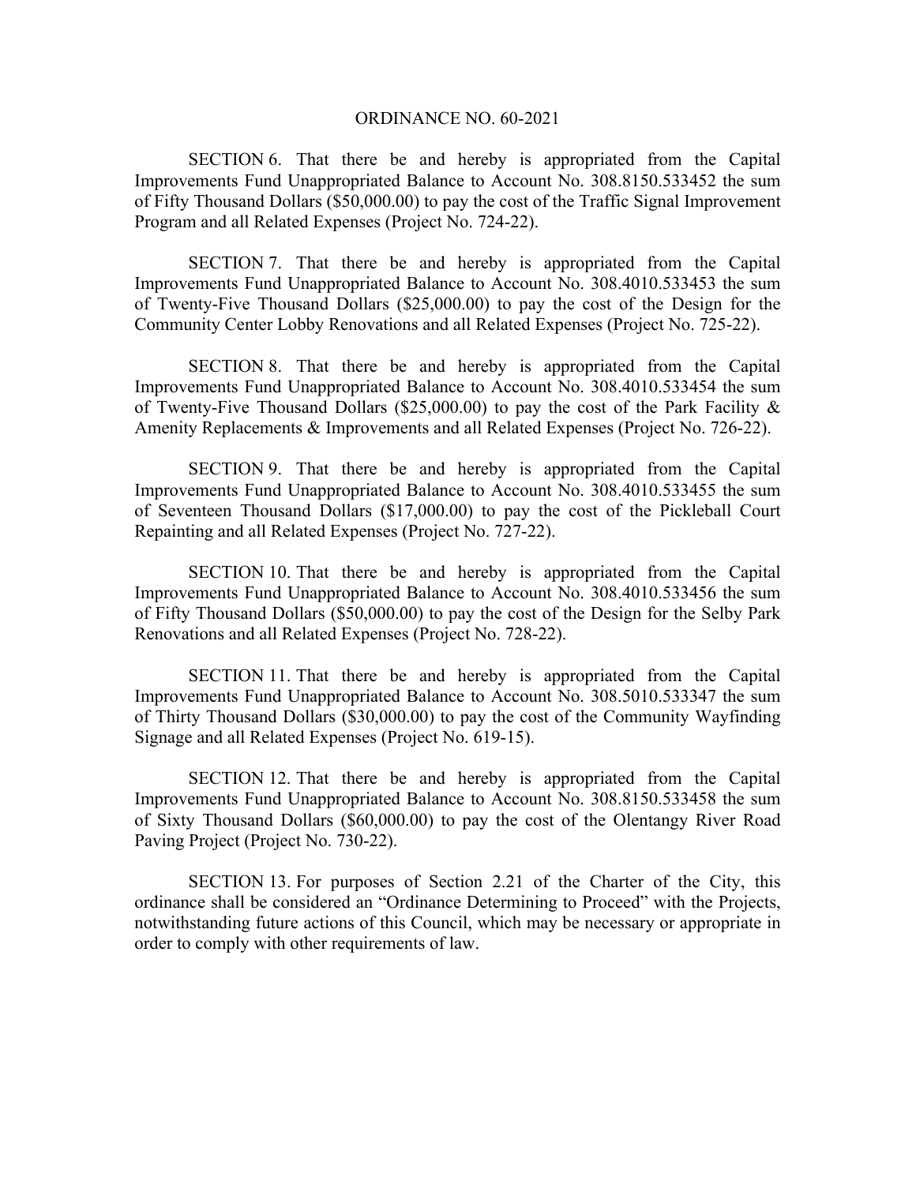ORDINANCE NO. 60-2021

SECTION 6. That there be and hereby is appropriated from the Capital Improvements Fund Unappropriated Balance to Account No. 308.8150.533452 the sum of Fifty Thousand Dollars ($50,000.00) to pay the cost of the Traffic Signal Improvement Program and all Related Expenses (Project No. 724-22).

SECTION 7. That there be and hereby is appropriated from the Capital Improvements Fund Unappropriated Balance to Account No. 308.4010.533453 the sum of Twenty-Five Thousand Dollars ($25,000.00) to pay the cost of the Design for the Community Center Lobby Renovations and all Related Expenses (Project No. 725-22).

SECTION 8. That there be and hereby is appropriated from the Capital Improvements Fund Unappropriated Balance to Account No. 308.4010.533454 the sum of Twenty-Five Thousand Dollars ($25,000.00) to pay the cost of the Park Facility & Amenity Replacements & Improvements and all Related Expenses (Project No. 726-22).

SECTION 9. That there be and hereby is appropriated from the Capital Improvements Fund Unappropriated Balance to Account No. 308.4010.533455 the sum of Seventeen Thousand Dollars ($17,000.00) to pay the cost of the Pickleball Court Repainting and all Related Expenses (Project No. 727-22).

SECTION 10. That there be and hereby is appropriated from the Capital Improvements Fund Unappropriated Balance to Account No. 308.4010.533456 the sum of Fifty Thousand Dollars ($50,000.00) to pay the cost of the Design for the Selby Park Renovations and all Related Expenses (Project No. 728-22).

SECTION 11. That there be and hereby is appropriated from the Capital Improvements Fund Unappropriated Balance to Account No. 308.5010.533347 the sum of Thirty Thousand Dollars ($30,000.00) to pay the cost of the Community Wayfinding Signage and all Related Expenses (Project No. 619-15).

SECTION 12. That there be and hereby is appropriated from the Capital Improvements Fund Unappropriated Balance to Account No. 308.8150.533458 the sum of Sixty Thousand Dollars ($60,000.00) to pay the cost of the Olentangy River Road Paving Project (Project No. 730-22).

SECTION 13. For purposes of Section 2.21 of the Charter of the City, this ordinance shall be considered an "Ordinance Determining to Proceed" with the Projects, notwithstanding future actions of this Council, which may be necessary or appropriate in order to comply with other requirements of law.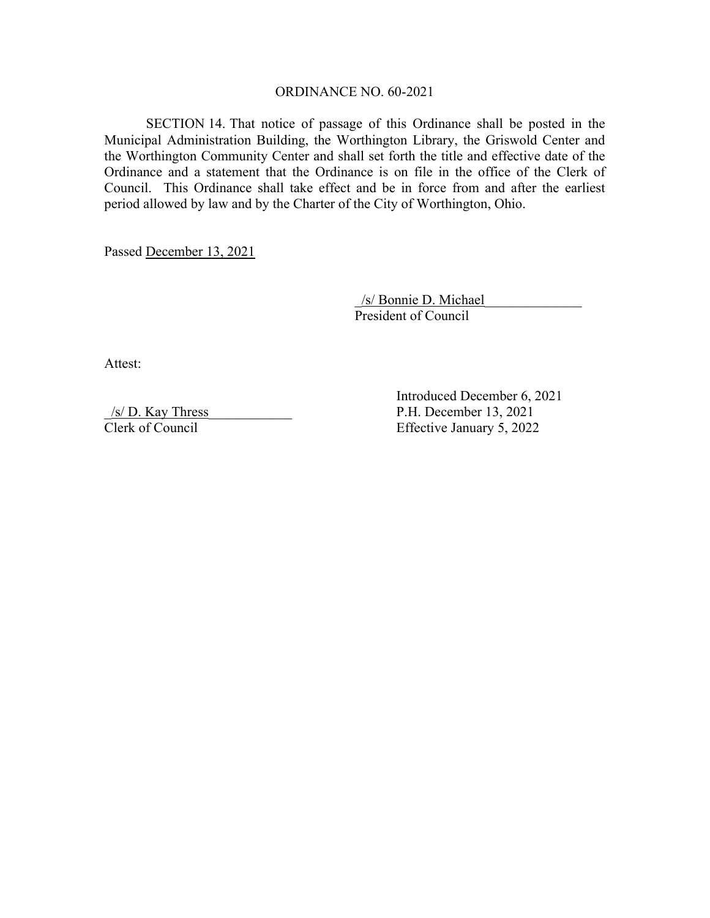ORDINANCE NO. 60-2021

SECTION 14. That notice of passage of this Ordinance shall be posted in the Municipal Administration Building, the Worthington Library, the Griswold Center and the Worthington Community Center and shall set forth the title and effective date of the Ordinance and a statement that the Ordinance is on file in the office of the Clerk of Council. This Ordinance shall take effect and be in force from and after the earliest period allowed by law and by the Charter of the City of Worthington, Ohio.

Passed December 13, 2021

/s/ Bonnie D. Michael
President of Council

Attest:

/s/ D. Kay Thress
Clerk of Council

Introduced December 6, 2021
P.H. December 13, 2021
Effective January 5, 2022